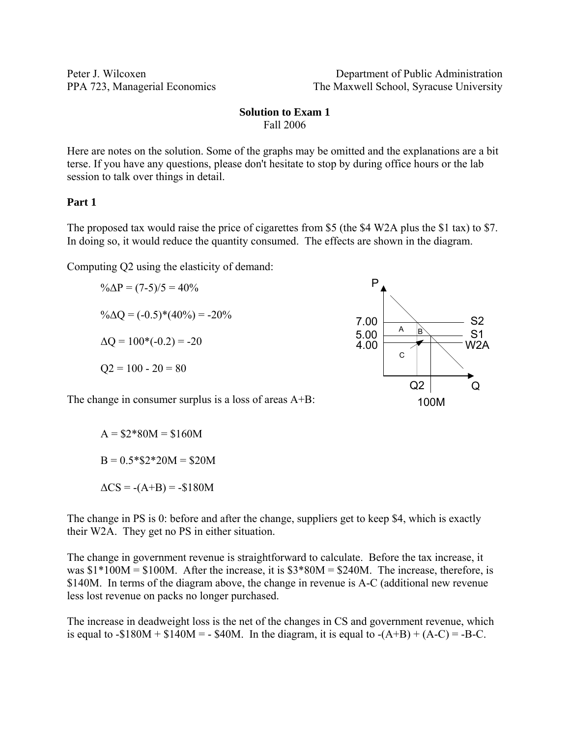Peter J. Wilcoxen
PPA 723, Managerial Economics

Department of Public Administration
The Maxwell School, Syracuse University

**Solution to Exam 1**
Fall 2006

Here are notes on the solution. Some of the graphs may be omitted and the explanations are a bit terse. If you have any questions, please don't hesitate to stop by during office hours or the lab session to talk over things in detail.

### Part 1

The proposed tax would raise the price of cigarettes from \$5 (the \$4 W2A plus the \$1 tax) to \$7. In doing so, it would reduce the quantity consumed. The effects are shown in the diagram.

Computing Q2 using the elasticity of demand:

$\%\Delta P = (7-5)/5 = 40\%$

$\%\Delta Q = (-0.5)*(40\%) = -20\%$

$\Delta Q = 100*(-0.2) = -20$

$Q2 = 100 - 20 = 80$

The change in consumer surplus is a loss of areas A+B:

$A = \$2*80M = \$160M$

$B = 0.5*\$2*20M = \$20M$

$\Delta CS = -(A+B) = -\$180M$

The change in PS is 0: before and after the change, suppliers get to keep \$4, which is exactly their W2A. They get no PS in either situation.

The change in government revenue is straightforward to calculate. Before the tax increase, it was \$1*100M = \$100M. After the increase, it is \$3*80M = \$240M. The increase, therefore, is \$140M. In terms of the diagram above, the change in revenue is A-C (additional new revenue less lost revenue on packs no longer purchased.

The increase in deadweight loss is the net of the changes in CS and government revenue, which is equal to -\$180M + \$140M = - \$40M. In the diagram, it is equal to -(A+B) + (A-C) = -B-C.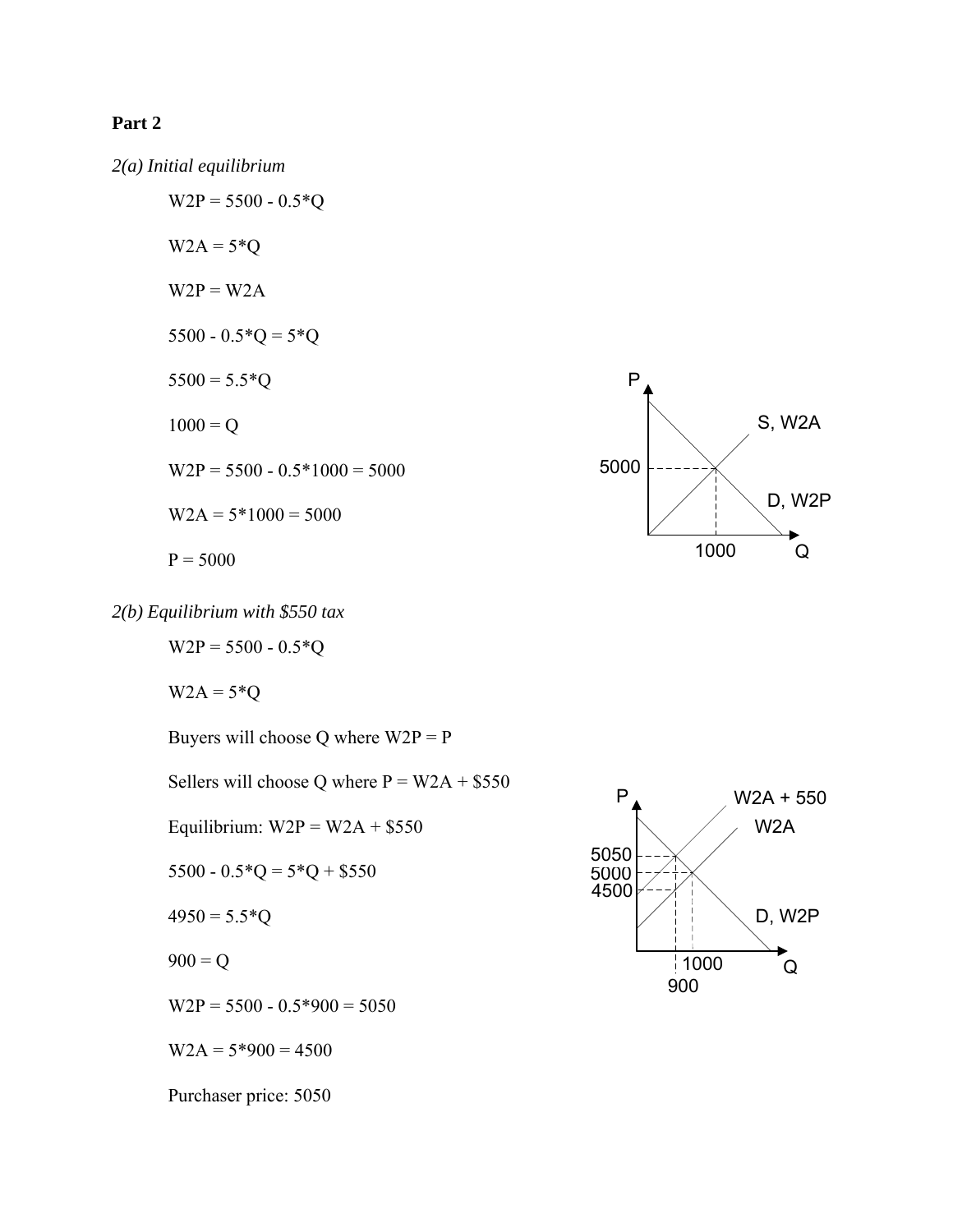**Part 2**

*2(a) Initial equilibrium*

$W2P = 5500 - 0.5*Q$

$W2A = 5*Q$

$W2P = W2A$

$5500 - 0.5*Q = 5*Q$

$5500 = 5.5*Q$

$1000 = Q$

$W2P = 5500 - 0.5*1000 = 5000$

$W2A = 5*1000 = 5000$

$P = 5000$

*2(b) Equilibrium with $550 tax*

$W2P = 5500 - 0.5*Q$

$W2A = 5*Q$

Buyers will choose Q where W2P = P

Sellers will choose Q where P = W2A + $550

Equilibrium: W2P = W2A + $550

$5500 - 0.5*Q = 5*Q + \$550$

$4950 = 5.5*Q$

$900 = Q$

$W2P = 5500 - 0.5*900 = 5050$

$W2A = 5*900 = 4500$

Purchaser price: 5050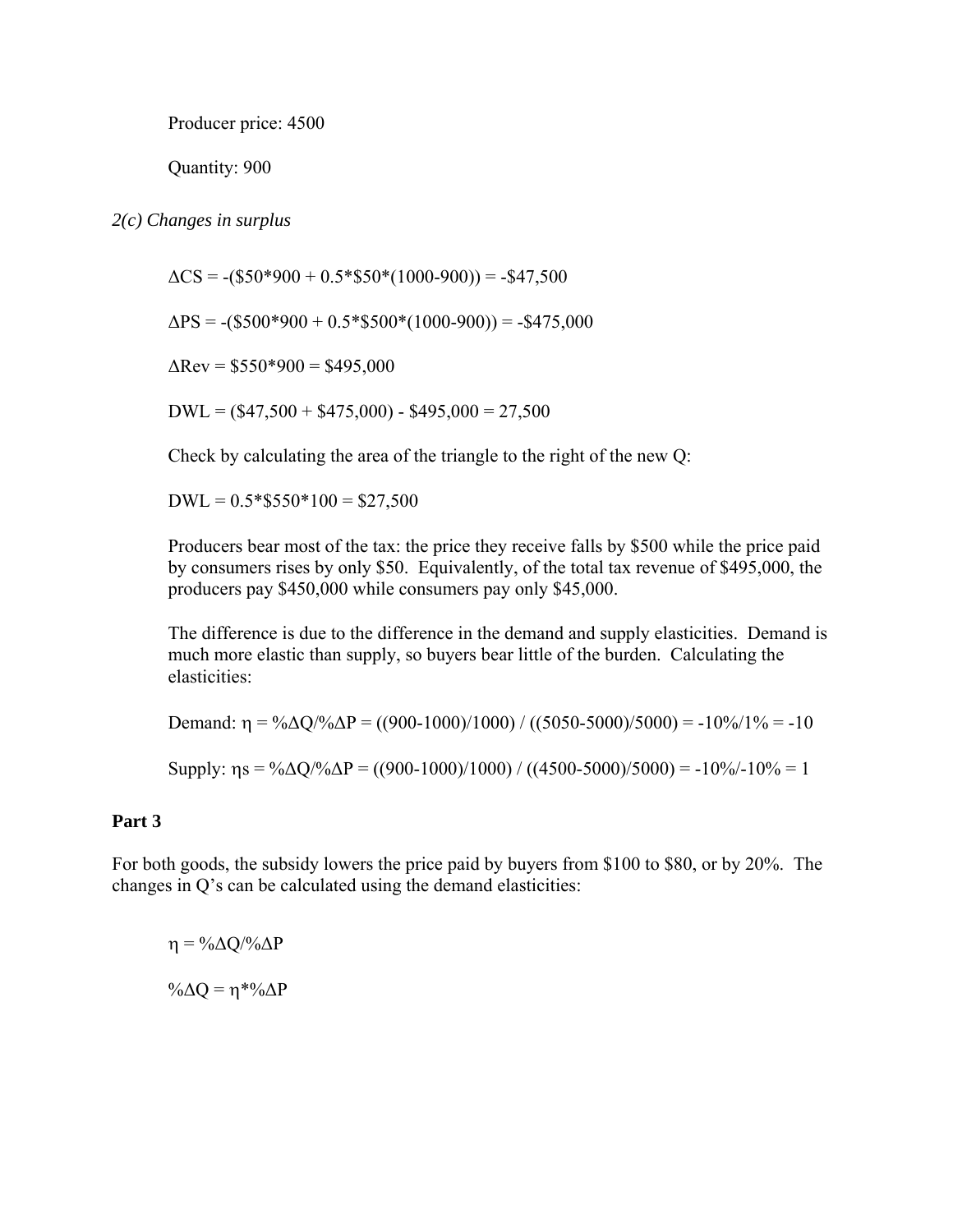Producer price: 4500

Quantity: 900

*2(c) Changes in surplus*

$\Delta CS = -(\$50*900 + 0.5*\$50*(1000-900)) = -\$47{,}500$

$\Delta PS = -(\$500*900 + 0.5*\$500*(1000-900)) = -\$475{,}000$

$\Delta Rev = \$550*900 = \$495{,}000$

$DWL = (\$47{,}500 + \$475{,}000) - \$495{,}000 = 27{,}500$

Check by calculating the area of the triangle to the right of the new Q:

$DWL = 0.5*\$550*100 = \$27{,}500$

Producers bear most of the tax: the price they receive falls by $500 while the price paid by consumers rises by only $50. Equivalently, of the total tax revenue of $495,000, the producers pay $450,000 while consumers pay only $45,000.

The difference is due to the difference in the demand and supply elasticities. Demand is much more elastic than supply, so buyers bear little of the burden. Calculating the elasticities:

Demand: $\eta = \%\Delta Q/\%\Delta P = ((900-1000)/1000) / ((5050-5000)/5000) = -10\%/1\% = -10$

Supply: $\eta_s = \%\Delta Q/\%\Delta P = ((900-1000)/1000) / ((4500-5000)/5000) = -10\%/-10\% = 1$

**Part 3**

For both goods, the subsidy lowers the price paid by buyers from $100 to $80, or by 20%. The changes in Q's can be calculated using the demand elasticities:

$\eta = \%\Delta Q/\%\Delta P$

$\%\Delta Q = \eta*\%\Delta P$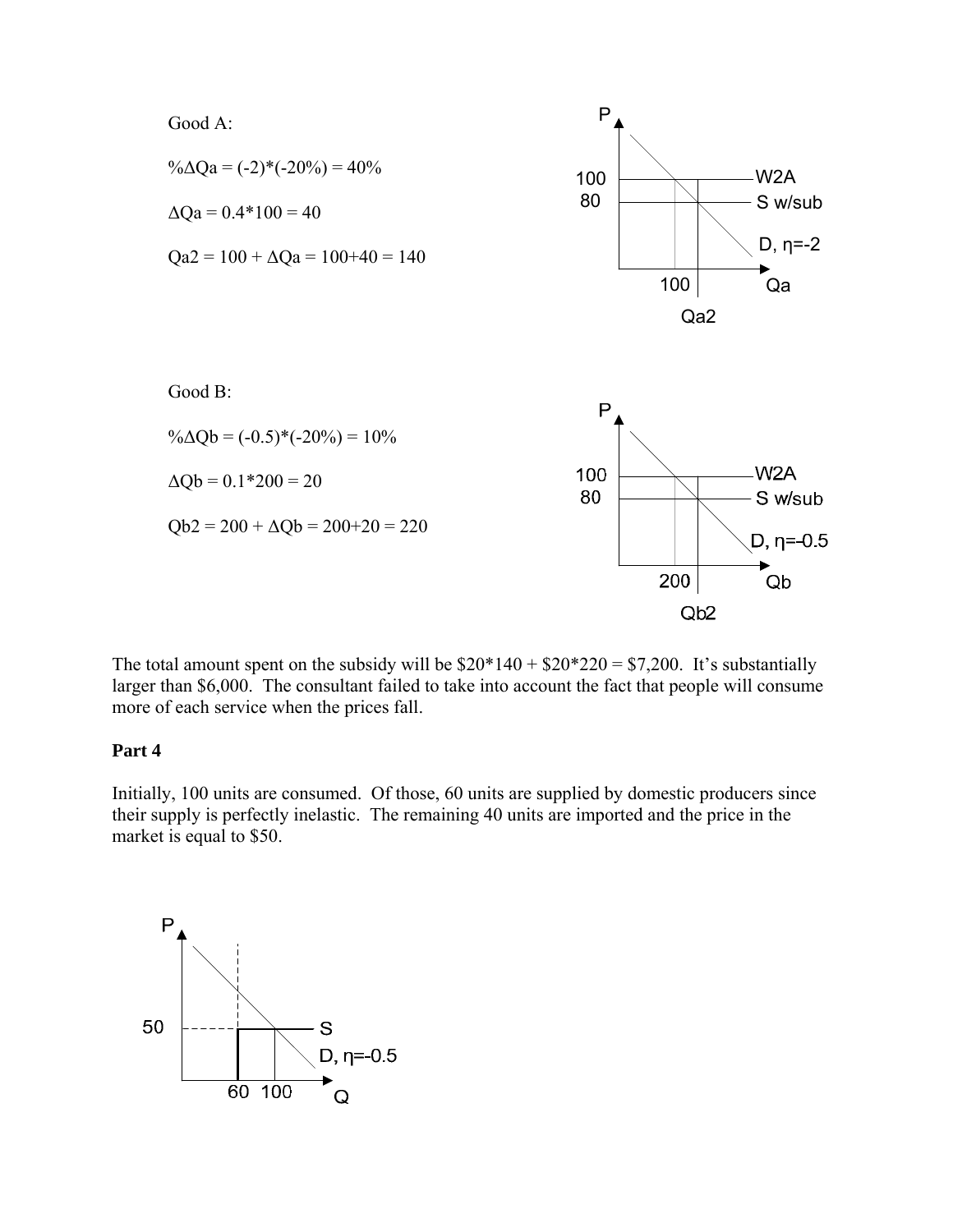Good A:

$\%\Delta Qa = (-2)*(-20\%) = 40\%$

$\Delta Qa = 0.4*100 = 40$

$Qa2 = 100 + \Delta Qa = 100+40 = 140$

Good B:

$\%\Delta Qb = (-0.5)*(-20\%) = 10\%$

$\Delta Qb = 0.1*200 = 20$

$Qb2 = 200 + \Delta Qb = 200+20 = 220$

The total amount spent on the subsidy will be $20*140 + $20*220 = $7,200. It's substantially larger than $6,000. The consultant failed to take into account the fact that people will consume more of each service when the prices fall.

**Part 4**

Initially, 100 units are consumed. Of those, 60 units are supplied by domestic producers since their supply is perfectly inelastic. The remaining 40 units are imported and the price in the market is equal to $50.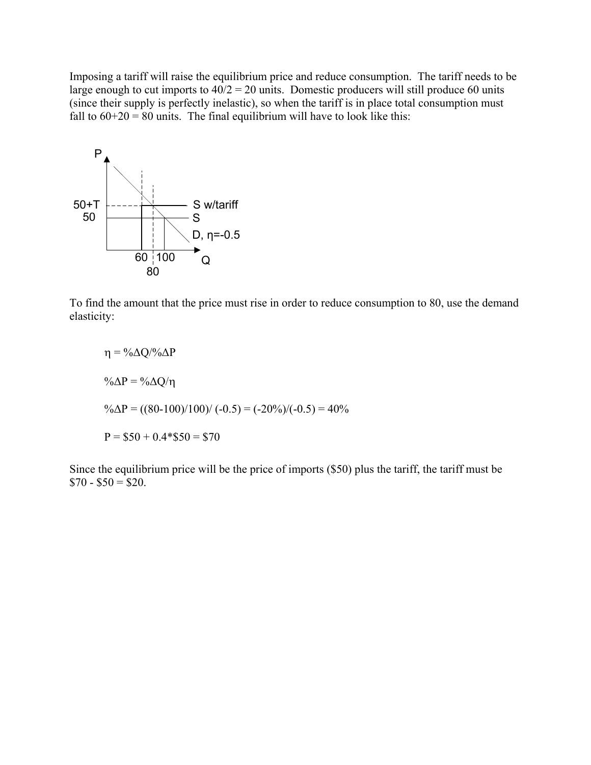Imposing a tariff will raise the equilibrium price and reduce consumption. The tariff needs to be large enough to cut imports to 40/2 = 20 units. Domestic producers will still produce 60 units (since their supply is perfectly inelastic), so when the tariff is in place total consumption must fall to 60+20 = 80 units. The final equilibrium will have to look like this:

P

50+T

50

S w/tariff

S

D, η=-0.5

60

100

80

Q

To find the amount that the price must rise in order to reduce consumption to 80, use the demand elasticity:

$$\eta = \%\Delta Q / \%\Delta P$$

$$\%\Delta P = \%\Delta Q / \eta$$

$$\%\Delta P = ((80-100)/100) / (-0.5) = (-20\%)/(-0.5) = 40\%$$

$$P = \$50 + 0.4 * \$50 = \$70$$

Since the equilibrium price will be the price of imports ($50) plus the tariff, the tariff must be $70 - $50 = $20.